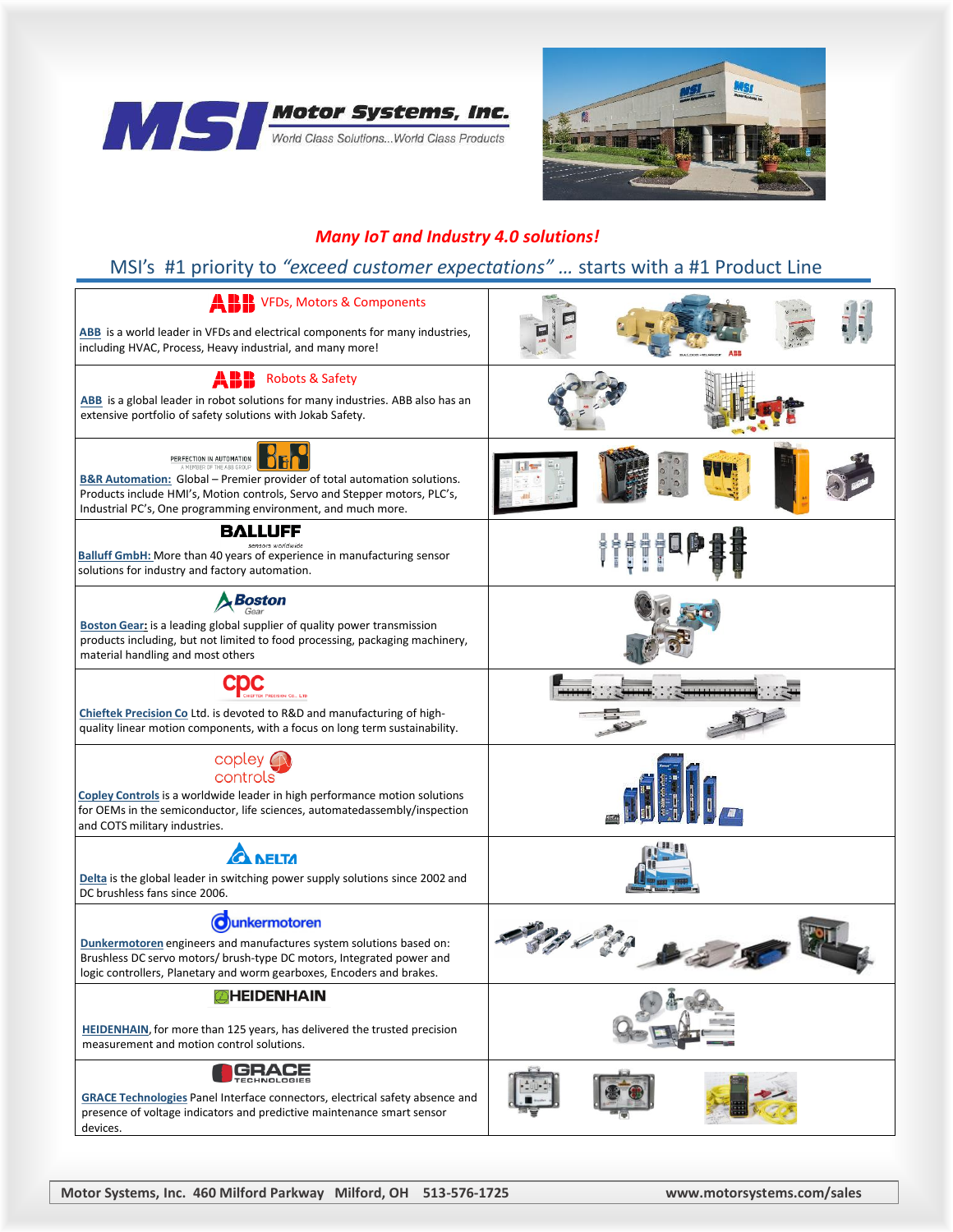# MSI Motor Systems, Inc.

World Class Solutions...World Class Products

***Many IoT and Industry 4.0 solutions!***

## MSI's #1 priority to *"exceed customer expectations"* … starts with a #1 Product Line

| | |
|---|---|
| **ABB** VFDs, Motors & Components<br><br>ABB is a world leader in VFDs and electrical components for many industries, including HVAC, Process, Heavy industrial, and many more! | |
| **ABB** Robots & Safety<br><br>ABB is a global leader in robot solutions for many industries. ABB also has an extensive portfolio of safety solutions with Jokab Safety. | |
| PERFECTION IN AUTOMATION B&R A MEMBER OF THE ABB GROUP<br><br>B&R Automation: Global – Premier provider of total automation solutions. Products include HMI's, Motion controls, Servo and Stepper motors, PLC's, Industrial PC's, One programming environment, and much more. | |
| **BALLUFF** sensors worldwide<br><br>Balluff GmbH: More than 40 years of experience in manufacturing sensor solutions for industry and factory automation. | |
| **Boston** Gear<br><br>Boston Gear: is a leading global supplier of quality power transmission products including, but not limited to food processing, packaging machinery, material handling and most others | |
| **cpc** CHIEFTEK PRECISION CO., LTD<br><br>Chieftek Precision Co Ltd. is devoted to R&D and manufacturing of high-quality linear motion components, with a focus on long term sustainability. | |
| copley controls<br><br>Copley Controls is a worldwide leader in high performance motion solutions for OEMs in the semiconductor, life sciences, automatedassembly/inspection and COTS military industries. | |
| **DELTA**<br><br>Delta is the global leader in switching power supply solutions since 2002 and DC brushless fans since 2006. | |
| **Dunkermotoren**<br><br>Dunkermotoren engineers and manufactures system solutions based on: Brushless DC servo motors/ brush-type DC motors, Integrated power and logic controllers, Planetary and worm gearboxes, Encoders and brakes. | |
| **HEIDENHAIN**<br><br>HEIDENHAIN, for more than 125 years, has delivered the trusted precision measurement and motion control solutions. | |
| **GRACE** TECHNOLOGIES<br><br>GRACE Technologies Panel Interface connectors, electrical safety absence and presence of voltage indicators and predictive maintenance smart sensor devices. | |

**Motor Systems, Inc. 460 Milford Parkway Milford, OH 513-576-1725 www.motorsystems.com/sales**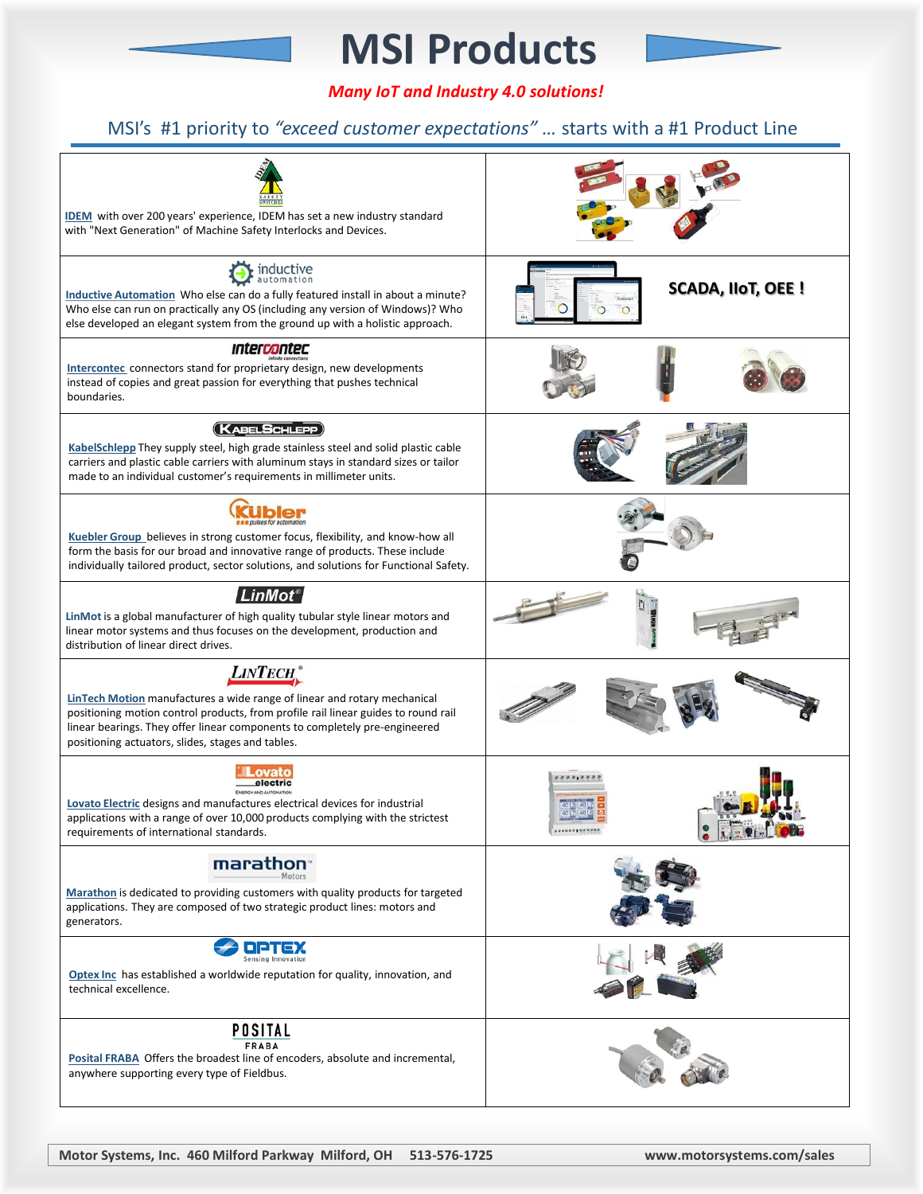# MSI Products

***Many IoT and Industry 4.0 solutions!***

## MSI's #1 priority to *"exceed customer expectations"* … starts with a #1 Product Line

| | |
|---|---|
| IDEM with over 200 years' experience, IDEM has set a new industry standard with "Next Generation" of Machine Safety Interlocks and Devices. | |
| Inductive Automation Who else can do a fully featured install in about a minute? Who else can run on practically any OS (including any version of Windows)? Who else developed an elegant system from the ground up with a holistic approach. | **SCADA, IIoT, OEE !** |
| Intercontec connectors stand for proprietary design, new developments instead of copies and great passion for everything that pushes technical boundaries. | |
| KabelSchlepp They supply steel, high grade stainless steel and solid plastic cable carriers and plastic cable carriers with aluminum stays in standard sizes or tailor made to an individual customer's requirements in millimeter units. | |
| Kuebler Group believes in strong customer focus, flexibility, and know-how all form the basis for our broad and innovative range of products. These include individually tailored product, sector solutions, and solutions for Functional Safety. | |
| LinMot is a global manufacturer of high quality tubular style linear motors and linear motor systems and thus focuses on the development, production and distribution of linear direct drives. | |
| LinTech Motion manufactures a wide range of linear and rotary mechanical positioning motion control products, from profile rail linear guides to round rail linear bearings. They offer linear components to completely pre-engineered positioning actuators, slides, stages and tables. | |
| Lovato Electric designs and manufactures electrical devices for industrial applications with a range of over 10,000 products complying with the strictest requirements of international standards. | |
| Marathon is dedicated to providing customers with quality products for targeted applications. They are composed of two strategic product lines: motors and generators. | |
| Optex Inc has established a worldwide reputation for quality, innovation, and technical excellence. | |
| Posital FRABA Offers the broadest line of encoders, absolute and incremental, anywhere supporting every type of Fieldbus. | |

**Motor Systems, Inc. 460 Milford Parkway Milford, OH 513-576-1725 www.motorsystems.com/sales**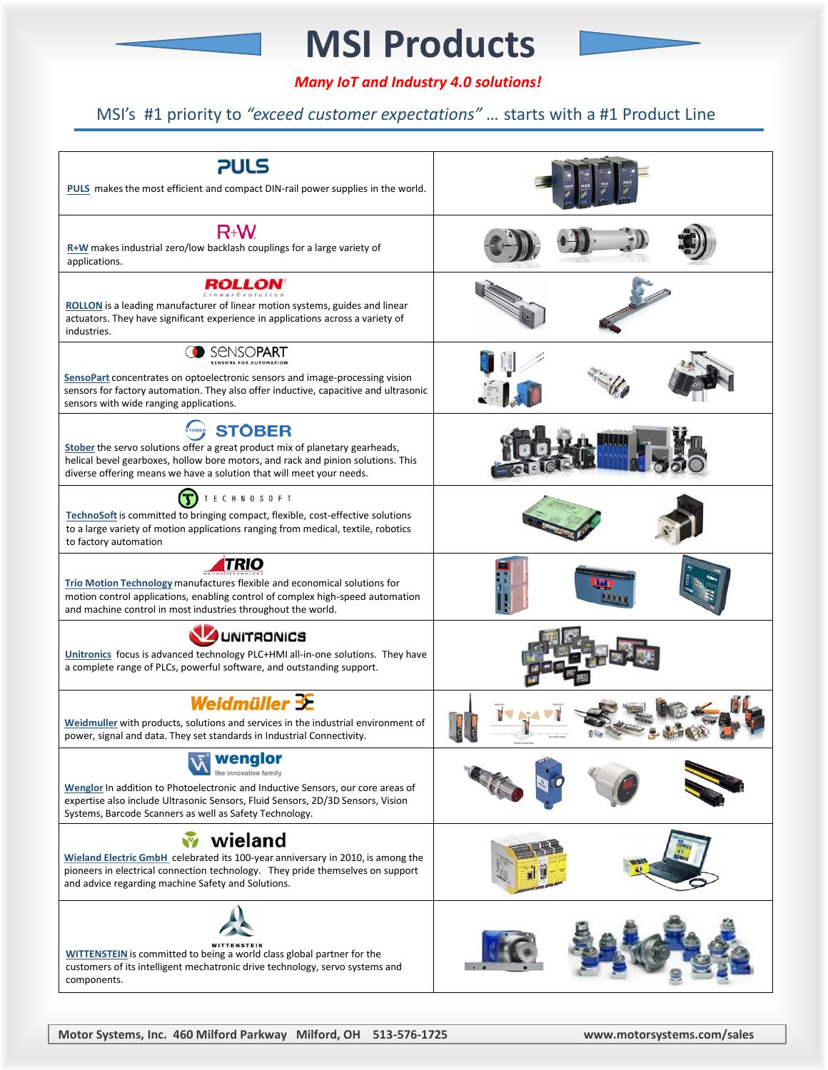# MSI Products

***Many IoT and Industry 4.0 solutions!***

MSI's #1 priority to *"exceed customer expectations"* … starts with a #1 Product Line

| | |
|---|---|
| **PULS**<br>PULS makes the most efficient and compact DIN-rail power supplies in the world. | |
| **R+W**<br>R+W makes industrial zero/low backlash couplings for a large variety of applications. | |
| **ROLLON** LinearEvolution<br>ROLLON is a leading manufacturer of linear motion systems, guides and linear actuators. They have significant experience in applications across a variety of industries. | |
| **SENSOPART** SENSORS FOR AUTOMATION<br>SensoPart concentrates on optoelectronic sensors and image-processing vision sensors for factory automation. They also offer inductive, capacitive and ultrasonic sensors with wide ranging applications. | |
| **STÖBER**<br>Stober the servo solutions offer a great product mix of planetary gearheads, helical bevel gearboxes, hollow bore motors, and rack and pinion solutions. This diverse offering means we have a solution that will meet your needs. | |
| **TECHNOSOFT**<br>TechnoSoft is committed to bringing compact, flexible, cost-effective solutions to a large variety of motion applications ranging from medical, textile, robotics to factory automation | |
| **TRIO** MOTION TECHNOLOGY<br>Trio Motion Technology manufactures flexible and economical solutions for motion control applications, enabling control of complex high-speed automation and machine control in most industries throughout the world. | |
| **UNITRONICS**<br>Unitronics focus is advanced technology PLC+HMI all-in-one solutions. They have a complete range of PLCs, powerful software, and outstanding support. | |
| **Weidmüller**<br>Weidmuller with products, solutions and services in the industrial environment of power, signal and data. They set standards in Industrial Connectivity. | |
| **wenglor** the innovative family<br>Wenglor In addition to Photoelectronic and Inductive Sensors, our core areas of expertise also include Ultrasonic Sensors, Fluid Sensors, 2D/3D Sensors, Vision Systems, Barcode Scanners as well as Safety Technology. | |
| **wieland**<br>Wieland Electric GmbH celebrated its 100-year anniversary in 2010, is among the pioneers in electrical connection technology. They pride themselves on support and advice regarding machine Safety and Solutions. | |
| **WITTENSTEIN**<br>WITTENSTEIN is committed to being a world class global partner for the customers of its intelligent mechatronic drive technology, servo systems and components. | |

**Motor Systems, Inc. 460 Milford Parkway Milford, OH 513-576-1725 www.motorsystems.com/sales**